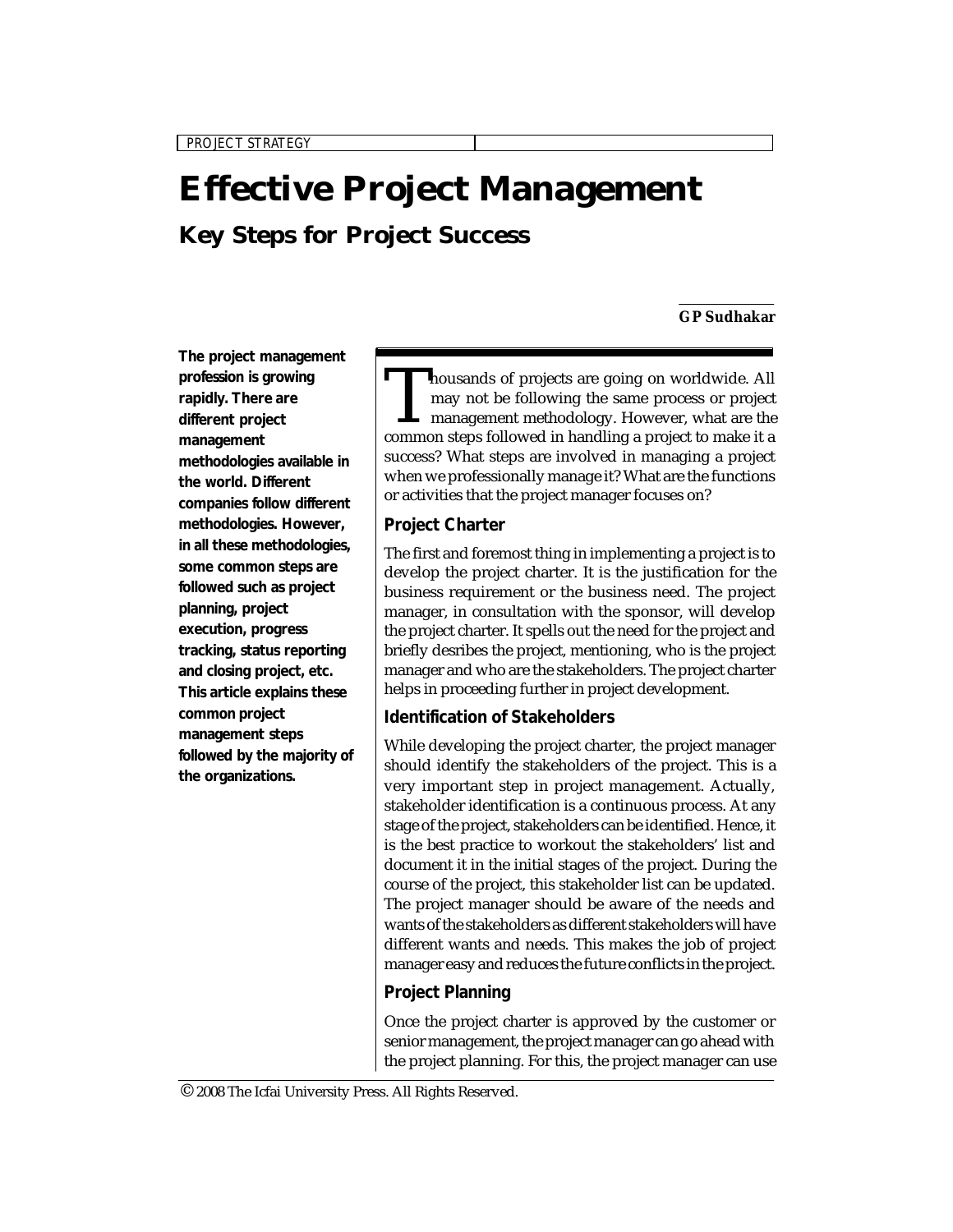PROJECT STRATEGY

# Effective Project Management

## Key Steps for Project Success

**GP Sudhakar**

**The project management profession is growing rapidly. There are different project management methodologies available in the world. Different companies follow different methodologies. However, in all these methodologies, some common steps are followed such as project planning, project execution, progress tracking, status reporting and closing project, etc. This article explains these common project management steps followed by the majority of the organizations.**

Thousands of projects are going on worldwide. All may not be following the same process or project management methodology. However, what are the common steps followed in handling a project to make it a success? What steps are involved in managing a project when we professionally manage it? What are the functions or activities that the project manager focuses on?

### Project Charter

The first and foremost thing in implementing a project is to develop the project charter. It is the justification for the business requirement or the business need. The project manager, in consultation with the sponsor, will develop the project charter. It spells out the need for the project and briefly desribes the project, mentioning, who is the project manager and who are the stakeholders. The project charter helps in proceeding further in project development.

### Identification of Stakeholders

While developing the project charter, the project manager should identify the stakeholders of the project. This is a very important step in project management. Actually, stakeholder identification is a continuous process. At any stage of the project, stakeholders can be identified. Hence, it is the best practice to workout the stakeholders' list and document it in the initial stages of the project. During the course of the project, this stakeholder list can be updated. The project manager should be aware of the needs and wants of the stakeholders as different stakeholders will have different wants and needs. This makes the job of project manager easy and reduces the future conflicts in the project.

### Project Planning

Once the project charter is approved by the customer or senior management, the project manager can go ahead with the project planning. For this, the project manager can use

© 2008 The Icfai University Press. All Rights Reserved.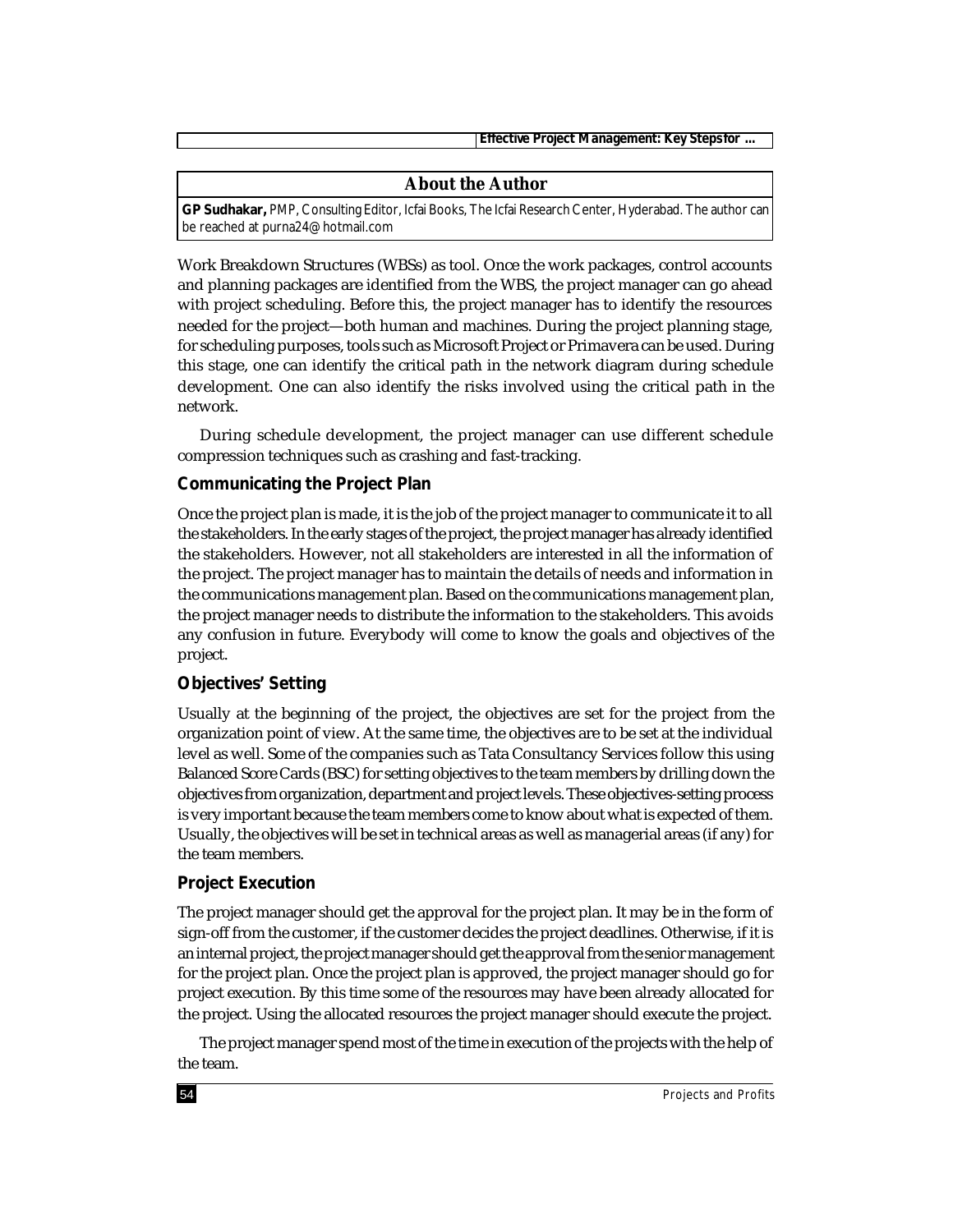## About the Author

**GP Sudhakar,** PMP, Consulting Editor, Icfai Books, The Icfai Research Center, Hyderabad. The author can be reached at purna24@hotmail.com

Work Breakdown Structures (WBSs) as tool. Once the work packages, control accounts and planning packages are identified from the WBS, the project manager can go ahead with project scheduling. Before this, the project manager has to identify the resources needed for the project—both human and machines. During the project planning stage, for scheduling purposes, tools such as Microsoft Project or Primavera can be used. During this stage, one can identify the critical path in the network diagram during schedule development. One can also identify the risks involved using the critical path in the network.

During schedule development, the project manager can use different schedule compression techniques such as crashing and fast-tracking.

### Communicating the Project Plan

Once the project plan is made, it is the job of the project manager to communicate it to all the stakeholders. In the early stages of the project, the project manager has already identified the stakeholders. However, not all stakeholders are interested in all the information of the project. The project manager has to maintain the details of needs and information in the communications management plan. Based on the communications management plan, the project manager needs to distribute the information to the stakeholders. This avoids any confusion in future. Everybody will come to know the goals and objectives of the project.

### Objectives' Setting

Usually at the beginning of the project, the objectives are set for the project from the organization point of view. At the same time, the objectives are to be set at the individual level as well. Some of the companies such as Tata Consultancy Services follow this using Balanced Score Cards (BSC) for setting objectives to the team members by drilling down the objectives from organization, department and project levels. These objectives-setting process is very important because the team members come to know about what is expected of them. Usually, the objectives will be set in technical areas as well as managerial areas (if any) for the team members.

### Project Execution

The project manager should get the approval for the project plan. It may be in the form of sign-off from the customer, if the customer decides the project deadlines. Otherwise, if it is an internal project, the project manager should get the approval from the senior management for the project plan. Once the project plan is approved, the project manager should go for project execution. By this time some of the resources may have been already allocated for the project. Using the allocated resources the project manager should execute the project.

The project manager spend most of the time in execution of the projects with the help of the team.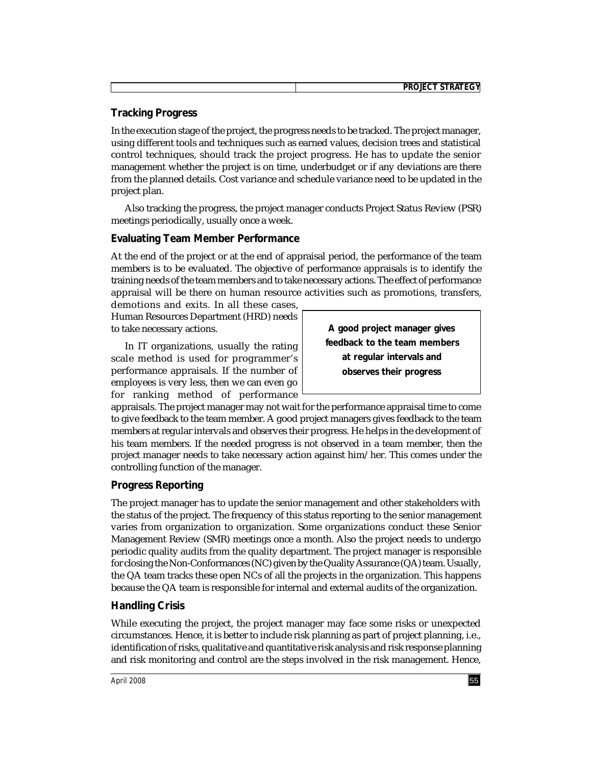## Tracking Progress

In the execution stage of the project, the progress needs to be tracked. The project manager, using different tools and techniques such as earned values, decision trees and statistical control techniques, should track the project progress. He has to update the senior management whether the project is on time, underbudget or if any deviations are there from the planned details. Cost variance and schedule variance need to be updated in the project plan.

Also tracking the progress, the project manager conducts Project Status Review (PSR) meetings periodically, usually once a week.

## Evaluating Team Member Performance

At the end of the project or at the end of appraisal period, the performance of the team members is to be evaluated. The objective of performance appraisals is to identify the training needs of the team members and to take necessary actions. The effect of performance appraisal will be there on human resource activities such as promotions, transfers, demotions and exits. In all these cases, Human Resources Department (HRD) needs to take necessary actions.

> **A good project manager gives feedback to the team members at regular intervals and observes their progress**

In IT organizations, usually the rating scale method is used for programmer's performance appraisals. If the number of employees is very less, then we can even go for ranking method of performance appraisals. The project manager may not wait for the performance appraisal time to come to give feedback to the team member. A good project managers gives feedback to the team members at regular intervals and observes their progress. He helps in the development of his team members. If the needed progress is not observed in a team member, then the project manager needs to take necessary action against him/her. This comes under the controlling function of the manager.

## Progress Reporting

The project manager has to update the senior management and other stakeholders with the status of the project. The frequency of this status reporting to the senior management varies from organization to organization. Some organizations conduct these Senior Management Review (SMR) meetings once a month. Also the project needs to undergo periodic quality audits from the quality department. The project manager is responsible for closing the Non-Conformances (NC) given by the Quality Assurance (QA) team. Usually, the QA team tracks these open NCs of all the projects in the organization. This happens because the QA team is responsible for internal and external audits of the organization.

## Handling Crisis

While executing the project, the project manager may face some risks or unexpected circumstances. Hence, it is better to include risk planning as part of project planning, i.e., identification of risks, qualitative and quantitative risk analysis and risk response planning and risk monitoring and control are the steps involved in the risk management. Hence,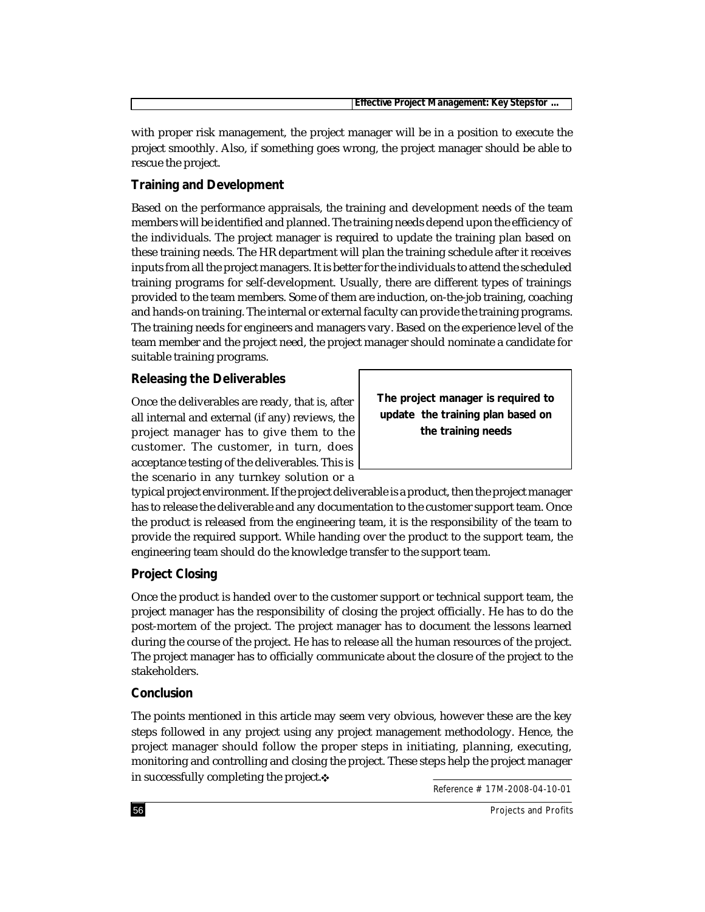with proper risk management, the project manager will be in a position to execute the project smoothly. Also, if something goes wrong, the project manager should be able to rescue the project.

## Training and Development

Based on the performance appraisals, the training and development needs of the team members will be identified and planned. The training needs depend upon the efficiency of the individuals. The project manager is required to update the training plan based on these training needs. The HR department will plan the training schedule after it receives inputs from all the project managers. It is better for the individuals to attend the scheduled training programs for self-development. Usually, there are different types of trainings provided to the team members. Some of them are induction, on-the-job training, coaching and hands-on training. The internal or external faculty can provide the training programs. The training needs for engineers and managers vary. Based on the experience level of the team member and the project need, the project manager should nominate a candidate for suitable training programs.

## Releasing the Deliverables

> **The project manager is required to update the training plan based on the training needs**

Once the deliverables are ready, that is, after all internal and external (if any) reviews, the project manager has to give them to the customer. The customer, in turn, does acceptance testing of the deliverables. This is the scenario in any turnkey solution or a typical project environment. If the project deliverable is a product, then the project manager has to release the deliverable and any documentation to the customer support team. Once the product is released from the engineering team, it is the responsibility of the team to provide the required support. While handing over the product to the support team, the engineering team should do the knowledge transfer to the support team.

## Project Closing

Once the product is handed over to the customer support or technical support team, the project manager has the responsibility of closing the project officially. He has to do the post-mortem of the project. The project manager has to document the lessons learned during the course of the project. He has to release all the human resources of the project. The project manager has to officially communicate about the closure of the project to the stakeholders.

## Conclusion

The points mentioned in this article may seem very obvious, however these are the key steps followed in any project using any project management methodology. Hence, the project manager should follow the proper steps in initiating, planning, executing, monitoring and controlling and closing the project. These steps help the project manager in successfully completing the project.❖

Reference # 17M-2008-04-10-01